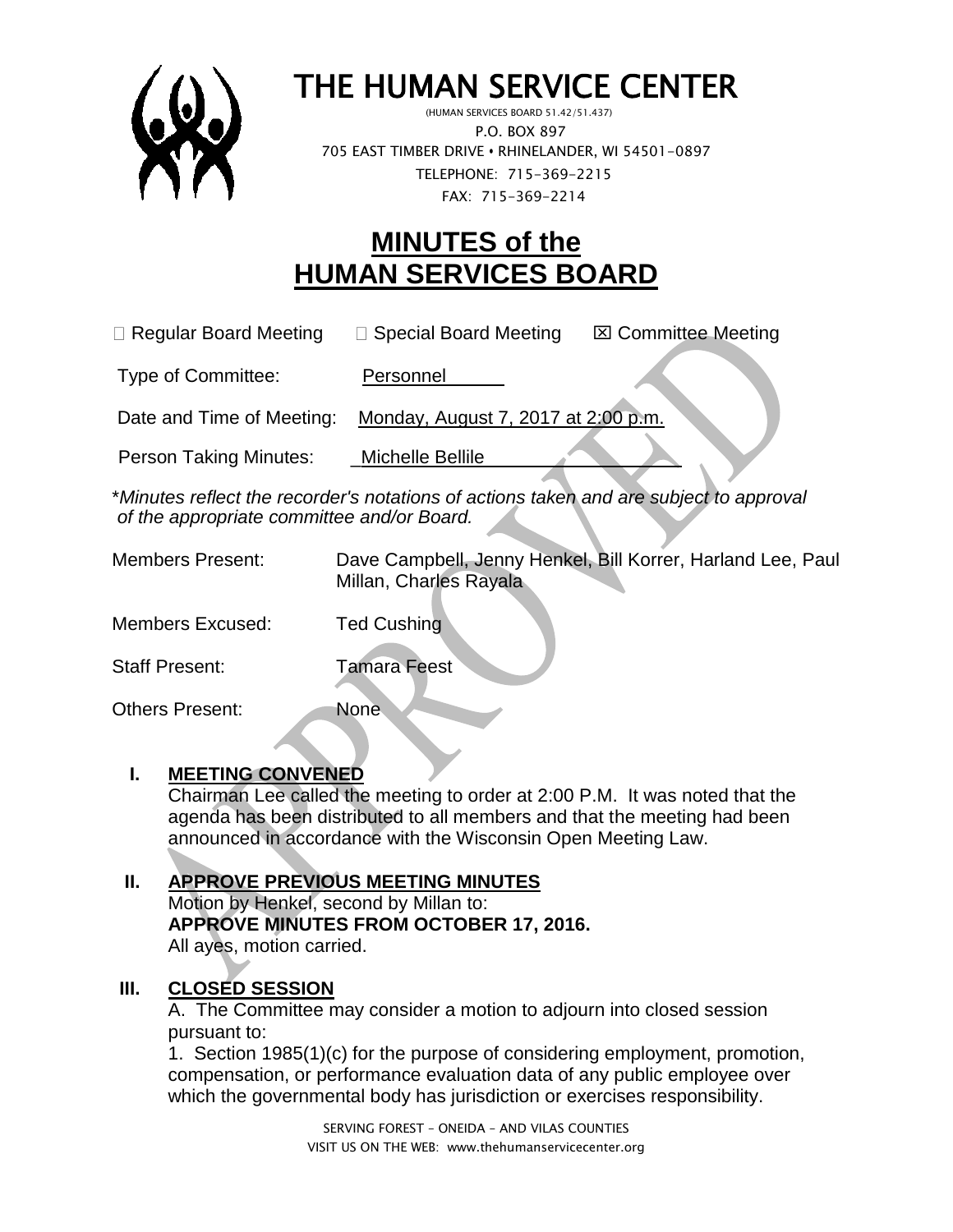# THE HUMAN SERVICE CENTER

(HUMAN SERVICES BOARD 51.42/51.437)
P.O. BOX 897
705 EAST TIMBER DRIVE • RHINELANDER, WI 54501-0897
TELEPHONE: 715-369-2215
FAX: 715-369-2214

# MINUTES of the HUMAN SERVICES BOARD

☐ Regular Board Meeting ☐ Special Board Meeting ☒ Committee Meeting

Type of Committee: Personnel

Date and Time of Meeting: Monday, August 7, 2017 at 2:00 p.m.

Person Taking Minutes: Michelle Bellile

\**Minutes reflect the recorder's notations of actions taken and are subject to approval of the appropriate committee and/or Board.*

Members Present: Dave Campbell, Jenny Henkel, Bill Korrer, Harland Lee, Paul Millan, Charles Rayala

Members Excused: Ted Cushing

Staff Present: Tamara Feest

Others Present: None

## I. MEETING CONVENED

Chairman Lee called the meeting to order at 2:00 P.M. It was noted that the agenda has been distributed to all members and that the meeting had been announced in accordance with the Wisconsin Open Meeting Law.

## II. APPROVE PREVIOUS MEETING MINUTES

Motion by Henkel, second by Millan to:
**APPROVE MINUTES FROM OCTOBER 17, 2016.**
All ayes, motion carried.

## III. CLOSED SESSION

A. The Committee may consider a motion to adjourn into closed session pursuant to:

1. Section 1985(1)(c) for the purpose of considering employment, promotion, compensation, or performance evaluation data of any public employee over which the governmental body has jurisdiction or exercises responsibility.

SERVING FOREST – ONEIDA – AND VILAS COUNTIES
VISIT US ON THE WEB: www.thehumanservicecenter.org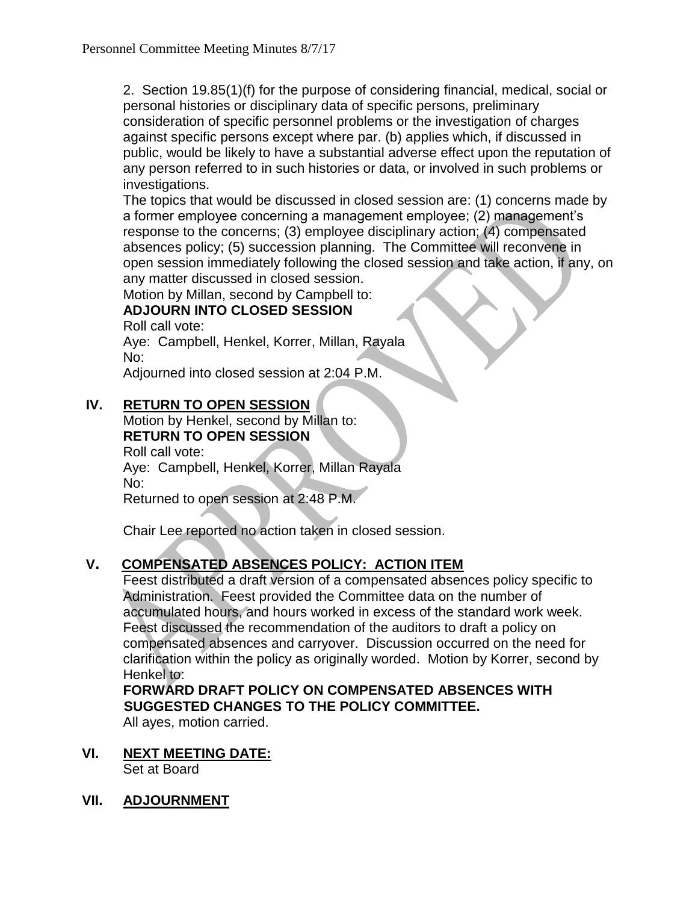2. Section 19.85(1)(f) for the purpose of considering financial, medical, social or personal histories or disciplinary data of specific persons, preliminary consideration of specific personnel problems or the investigation of charges against specific persons except where par. (b) applies which, if discussed in public, would be likely to have a substantial adverse effect upon the reputation of any person referred to in such histories or data, or involved in such problems or investigations.

The topics that would be discussed in closed session are: (1) concerns made by a former employee concerning a management employee; (2) management's response to the concerns; (3) employee disciplinary action; (4) compensated absences policy; (5) succession planning. The Committee will reconvene in open session immediately following the closed session and take action, if any, on any matter discussed in closed session.

Motion by Millan, second by Campbell to:

**ADJOURN INTO CLOSED SESSION**

Roll call vote:

Aye: Campbell, Henkel, Korrer, Millan, Rayala

No:

Adjourned into closed session at 2:04 P.M.

## IV. RETURN TO OPEN SESSION

Motion by Henkel, second by Millan to:

**RETURN TO OPEN SESSION**

Roll call vote:

Aye: Campbell, Henkel, Korrer, Millan Rayala

No:

Returned to open session at 2:48 P.M.

Chair Lee reported no action taken in closed session.

## V. COMPENSATED ABSENCES POLICY: ACTION ITEM

Feest distributed a draft version of a compensated absences policy specific to Administration. Feest provided the Committee data on the number of accumulated hours, and hours worked in excess of the standard work week. Feest discussed the recommendation of the auditors to draft a policy on compensated absences and carryover. Discussion occurred on the need for clarification within the policy as originally worded. Motion by Korrer, second by Henkel to:

**FORWARD DRAFT POLICY ON COMPENSATED ABSENCES WITH SUGGESTED CHANGES TO THE POLICY COMMITTEE.**

All ayes, motion carried.

## VI. NEXT MEETING DATE:

Set at Board

## VII. ADJOURNMENT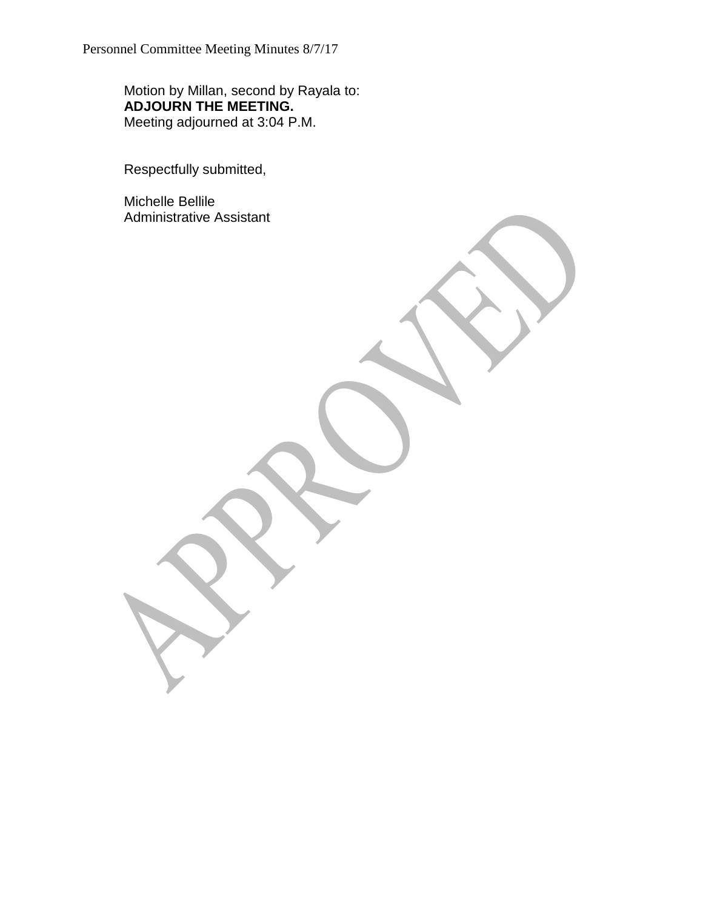Motion by Millan, second by Rayala to:
**ADJOURN THE MEETING.**
Meeting adjourned at 3:04 P.M.

Respectfully submitted,

Michelle Bellile
Administrative Assistant

APPROVED